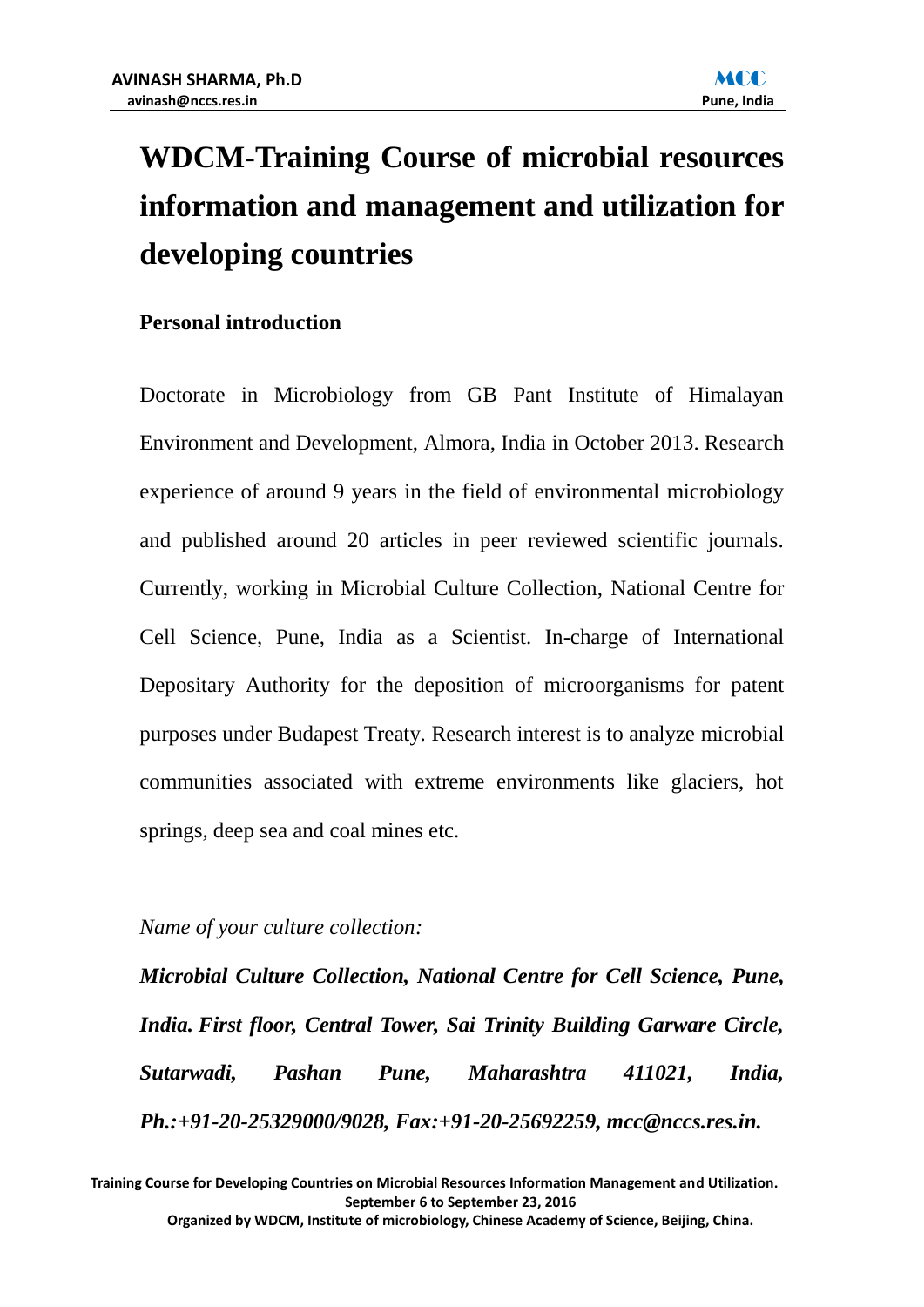# WDCM-Training Course of microbial resources information and management and utilization for developing countries

## Personal introduction

Doctorate in Microbiology from GB Pant Institute of Himalayan Environment and Development, Almora, India in October 2013. Research experience of around 9 years in the field of environmental microbiology and published around 20 articles in peer reviewed scientific journals. Currently, working in Microbial Culture Collection, National Centre for Cell Science, Pune, India as a Scientist. In-charge of International Depositary Authority for the deposition of microorganisms for patent purposes under Budapest Treaty. Research interest is to analyze microbial communities associated with extreme environments like glaciers, hot springs, deep sea and coal mines etc.

*Name of your culture collection:*

***Microbial Culture Collection, National Centre for Cell Science, Pune, India. First floor, Central Tower, Sai Trinity Building Garware Circle, Sutarwadi, Pashan Pune, Maharashtra 411021, India, Ph.:+91-20-25329000/9028, Fax:+91-20-25692259, mcc@nccs.res.in.***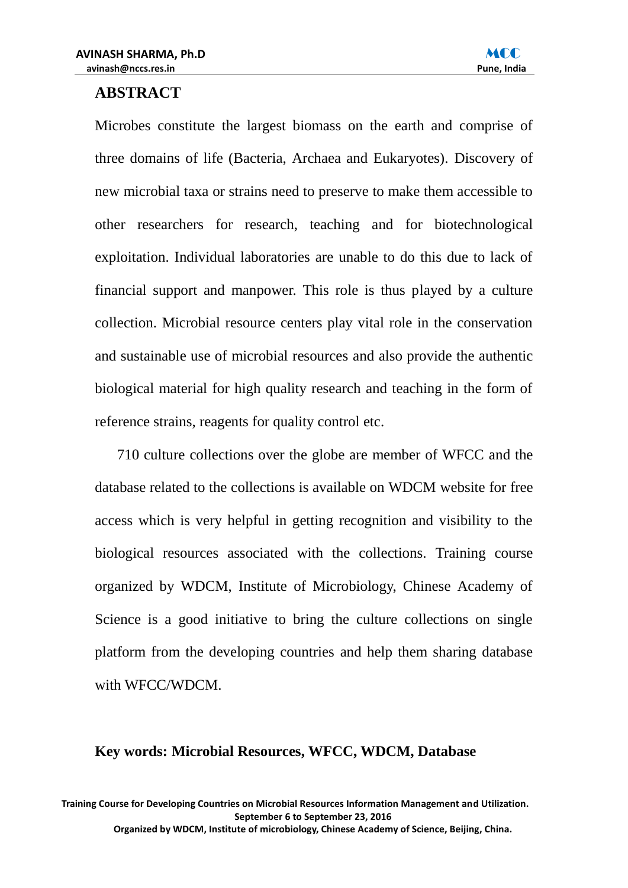## ABSTRACT

Microbes constitute the largest biomass on the earth and comprise of three domains of life (Bacteria, Archaea and Eukaryotes). Discovery of new microbial taxa or strains need to preserve to make them accessible to other researchers for research, teaching and for biotechnological exploitation. Individual laboratories are unable to do this due to lack of financial support and manpower. This role is thus played by a culture collection. Microbial resource centers play vital role in the conservation and sustainable use of microbial resources and also provide the authentic biological material for high quality research and teaching in the form of reference strains, reagents for quality control etc.

710 culture collections over the globe are member of WFCC and the database related to the collections is available on WDCM website for free access which is very helpful in getting recognition and visibility to the biological resources associated with the collections. Training course organized by WDCM, Institute of Microbiology, Chinese Academy of Science is a good initiative to bring the culture collections on single platform from the developing countries and help them sharing database with WFCC/WDCM.

**Key words: Microbial Resources, WFCC, WDCM, Database**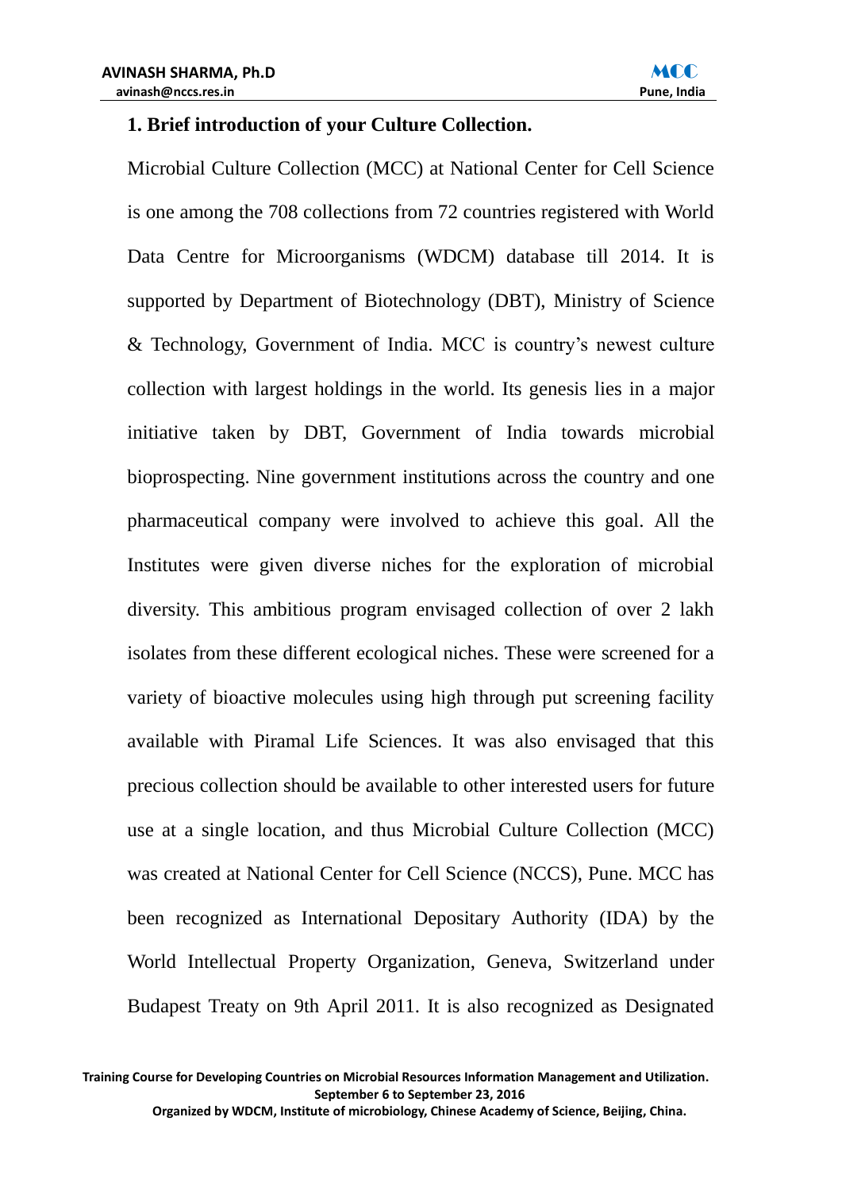## 1. Brief introduction of your Culture Collection.

Microbial Culture Collection (MCC) at National Center for Cell Science is one among the 708 collections from 72 countries registered with World Data Centre for Microorganisms (WDCM) database till 2014. It is supported by Department of Biotechnology (DBT), Ministry of Science & Technology, Government of India. MCC is country's newest culture collection with largest holdings in the world. Its genesis lies in a major initiative taken by DBT, Government of India towards microbial bioprospecting. Nine government institutions across the country and one pharmaceutical company were involved to achieve this goal. All the Institutes were given diverse niches for the exploration of microbial diversity. This ambitious program envisaged collection of over 2 lakh isolates from these different ecological niches. These were screened for a variety of bioactive molecules using high through put screening facility available with Piramal Life Sciences. It was also envisaged that this precious collection should be available to other interested users for future use at a single location, and thus Microbial Culture Collection (MCC) was created at National Center for Cell Science (NCCS), Pune. MCC has been recognized as International Depositary Authority (IDA) by the World Intellectual Property Organization, Geneva, Switzerland under Budapest Treaty on 9th April 2011. It is also recognized as Designated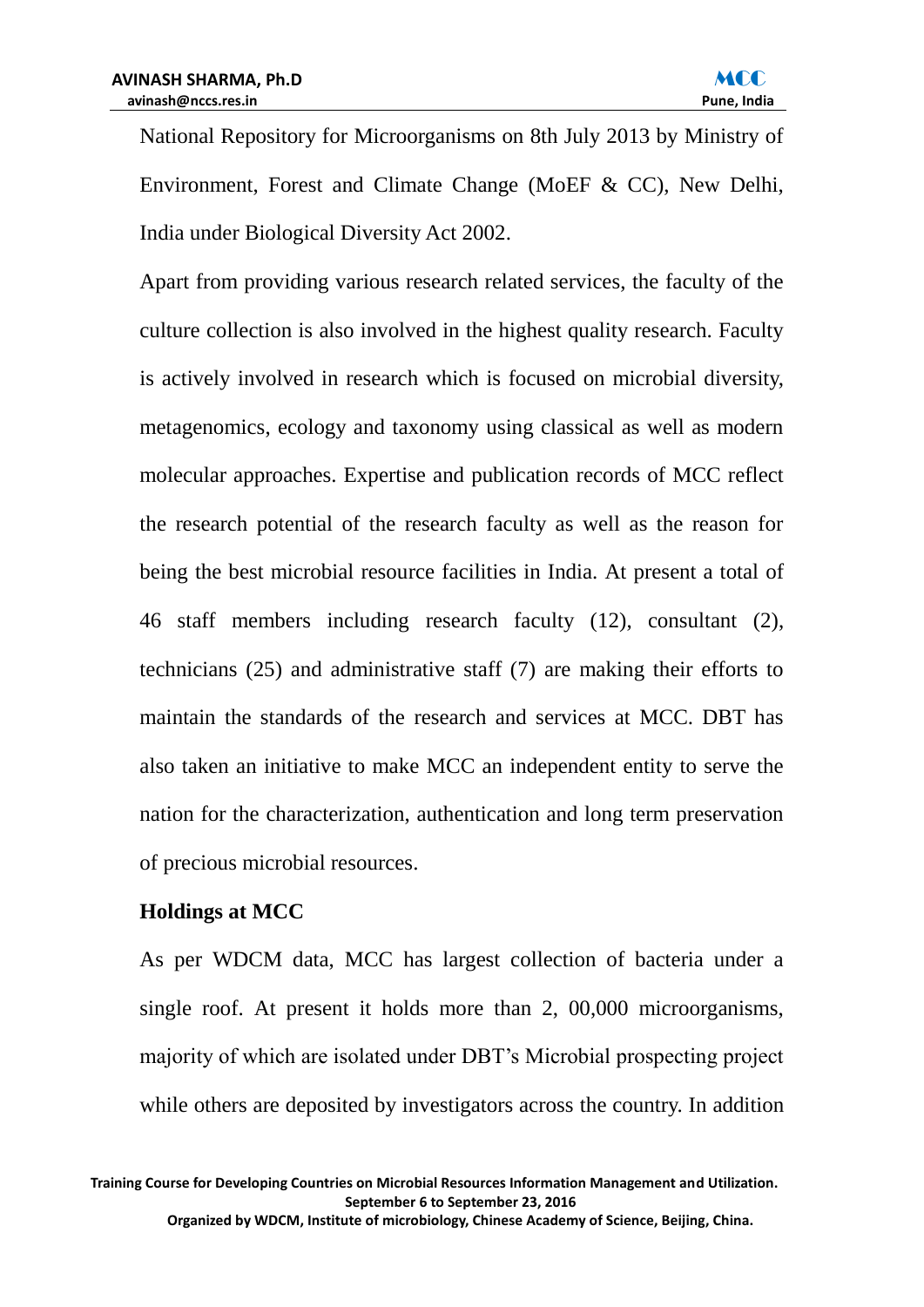National Repository for Microorganisms on 8th July 2013 by Ministry of Environment, Forest and Climate Change (MoEF & CC), New Delhi, India under Biological Diversity Act 2002.

Apart from providing various research related services, the faculty of the culture collection is also involved in the highest quality research. Faculty is actively involved in research which is focused on microbial diversity, metagenomics, ecology and taxonomy using classical as well as modern molecular approaches. Expertise and publication records of MCC reflect the research potential of the research faculty as well as the reason for being the best microbial resource facilities in India. At present a total of 46 staff members including research faculty (12), consultant (2), technicians (25) and administrative staff (7) are making their efforts to maintain the standards of the research and services at MCC. DBT has also taken an initiative to make MCC an independent entity to serve the nation for the characterization, authentication and long term preservation of precious microbial resources.

**Holdings at MCC**

As per WDCM data, MCC has largest collection of bacteria under a single roof. At present it holds more than 2, 00,000 microorganisms, majority of which are isolated under DBT's Microbial prospecting project while others are deposited by investigators across the country. In addition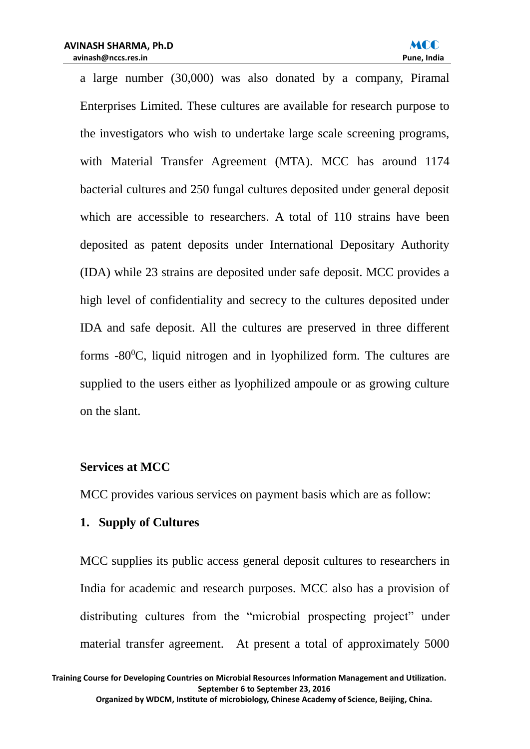a large number (30,000) was also donated by a company, Piramal Enterprises Limited. These cultures are available for research purpose to the investigators who wish to undertake large scale screening programs, with Material Transfer Agreement (MTA). MCC has around 1174 bacterial cultures and 250 fungal cultures deposited under general deposit which are accessible to researchers. A total of 110 strains have been deposited as patent deposits under International Depositary Authority (IDA) while 23 strains are deposited under safe deposit. MCC provides a high level of confidentiality and secrecy to the cultures deposited under IDA and safe deposit. All the cultures are preserved in three different forms -80$^{0}$C, liquid nitrogen and in lyophilized form. The cultures are supplied to the users either as lyophilized ampoule or as growing culture on the slant.

**Services at MCC**

MCC provides various services on payment basis which are as follow:

**1. Supply of Cultures**

MCC supplies its public access general deposit cultures to researchers in India for academic and research purposes. MCC also has a provision of distributing cultures from the "microbial prospecting project" under material transfer agreement. At present a total of approximately 5000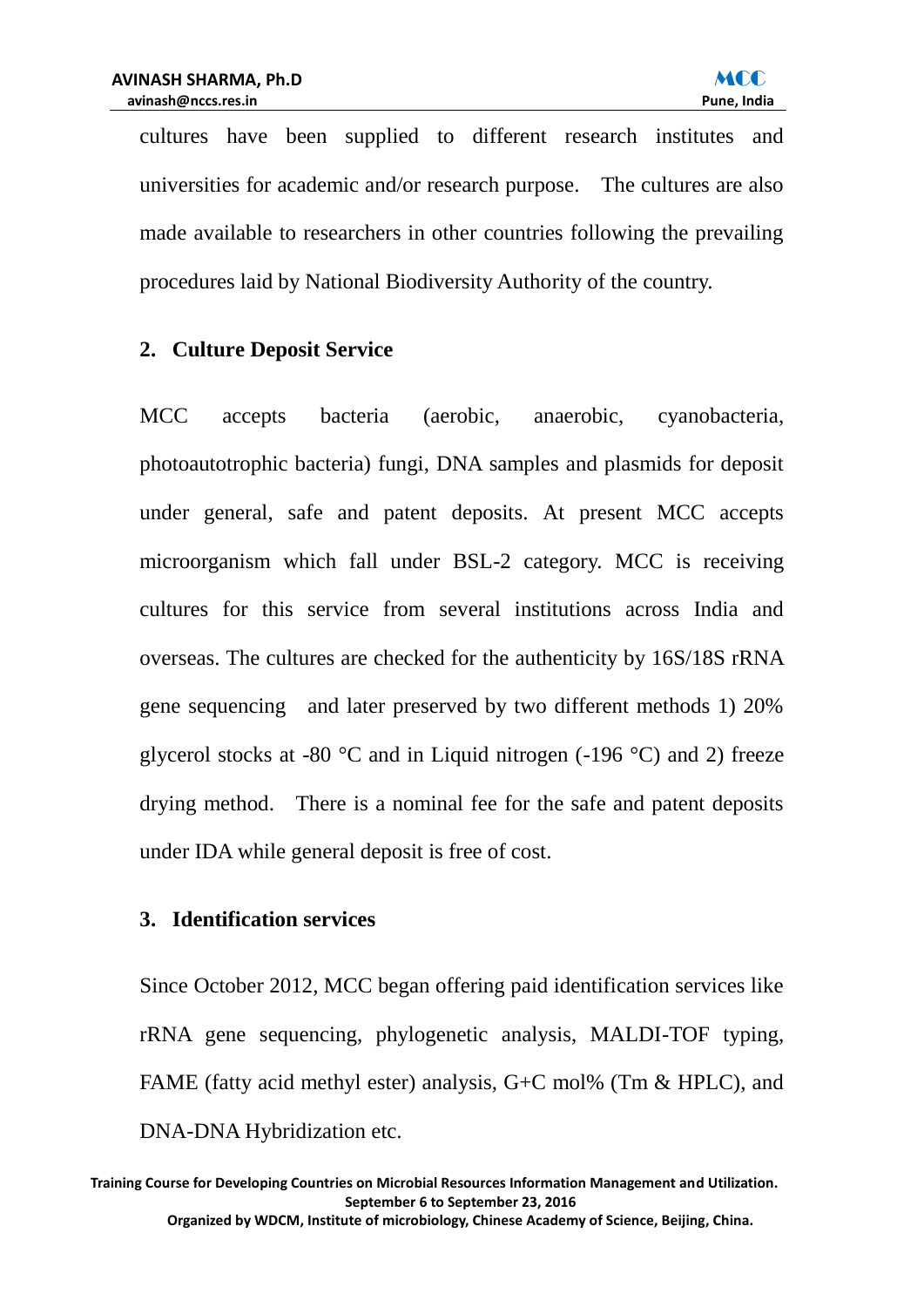cultures have been supplied to different research institutes and universities for academic and/or research purpose. The cultures are also made available to researchers in other countries following the prevailing procedures laid by National Biodiversity Authority of the country.

## 2. Culture Deposit Service

MCC accepts bacteria (aerobic, anaerobic, cyanobacteria, photoautotrophic bacteria) fungi, DNA samples and plasmids for deposit under general, safe and patent deposits. At present MCC accepts microorganism which fall under BSL-2 category. MCC is receiving cultures for this service from several institutions across India and overseas. The cultures are checked for the authenticity by 16S/18S rRNA gene sequencing and later preserved by two different methods 1) 20% glycerol stocks at -80 °C and in Liquid nitrogen (-196 °C) and 2) freeze drying method. There is a nominal fee for the safe and patent deposits under IDA while general deposit is free of cost.

## 3. Identification services

Since October 2012, MCC began offering paid identification services like rRNA gene sequencing, phylogenetic analysis, MALDI-TOF typing, FAME (fatty acid methyl ester) analysis, G+C mol% (Tm & HPLC), and DNA-DNA Hybridization etc.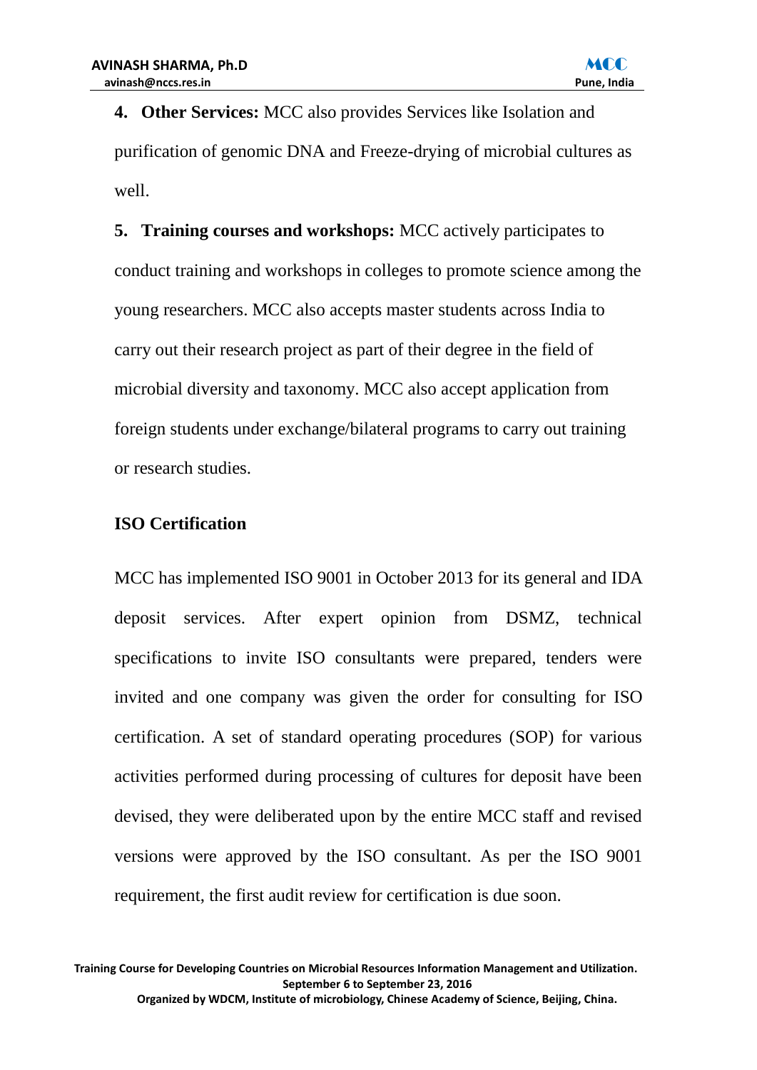4. **Other Services:** MCC also provides Services like Isolation and purification of genomic DNA and Freeze-drying of microbial cultures as well.

5. **Training courses and workshops:** MCC actively participates to conduct training and workshops in colleges to promote science among the young researchers. MCC also accepts master students across India to carry out their research project as part of their degree in the field of microbial diversity and taxonomy. MCC also accept application from foreign students under exchange/bilateral programs to carry out training or research studies.

## ISO Certification

MCC has implemented ISO 9001 in October 2013 for its general and IDA deposit services. After expert opinion from DSMZ, technical specifications to invite ISO consultants were prepared, tenders were invited and one company was given the order for consulting for ISO certification. A set of standard operating procedures (SOP) for various activities performed during processing of cultures for deposit have been devised, they were deliberated upon by the entire MCC staff and revised versions were approved by the ISO consultant. As per the ISO 9001 requirement, the first audit review for certification is due soon.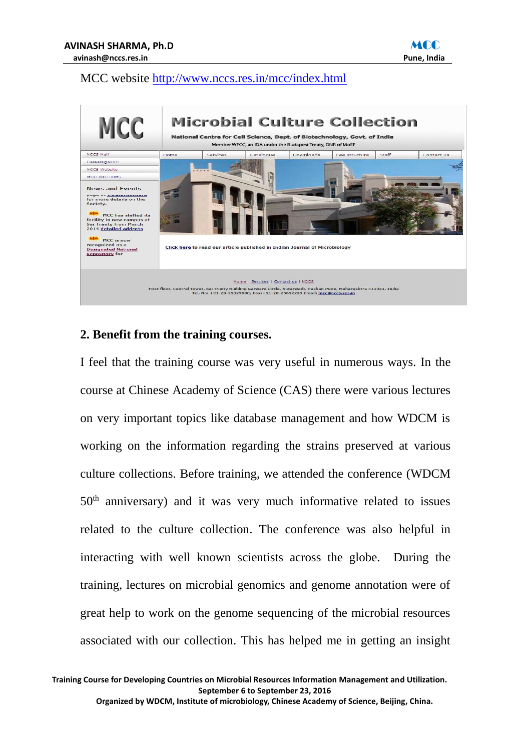MCC website http://www.nccs.res.in/mcc/index.html

## 2. Benefit from the training courses.

I feel that the training course was very useful in numerous ways. In the course at Chinese Academy of Science (CAS) there were various lectures on very important topics like database management and how WDCM is working on the information regarding the strains preserved at various culture collections. Before training, we attended the conference (WDCM 50th anniversary) and it was very much informative related to issues related to the culture collection. The conference was also helpful in interacting with well known scientists across the globe. During the training, lectures on microbial genomics and genome annotation were of great help to work on the genome sequencing of the microbial resources associated with our collection. This has helped me in getting an insight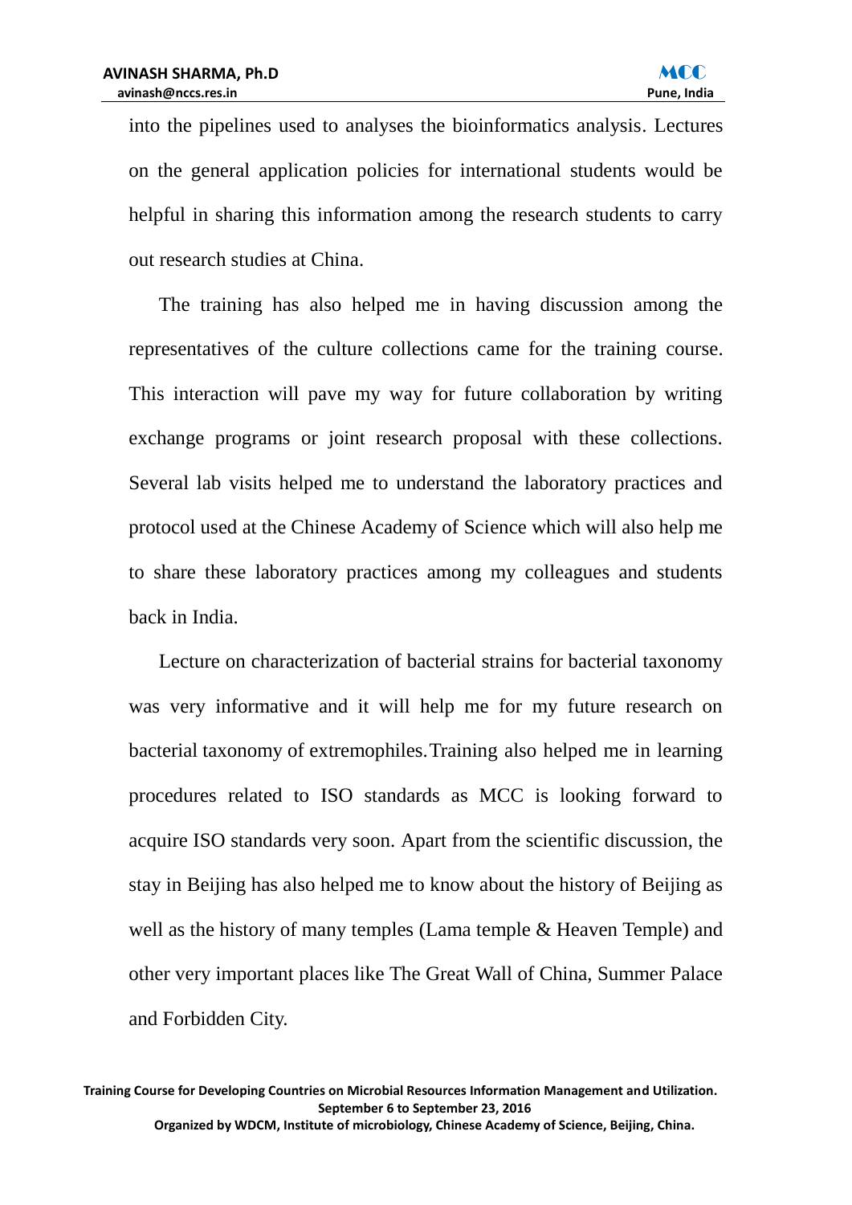into the pipelines used to analyses the bioinformatics analysis. Lectures on the general application policies for international students would be helpful in sharing this information among the research students to carry out research studies at China.

The training has also helped me in having discussion among the representatives of the culture collections came for the training course. This interaction will pave my way for future collaboration by writing exchange programs or joint research proposal with these collections. Several lab visits helped me to understand the laboratory practices and protocol used at the Chinese Academy of Science which will also help me to share these laboratory practices among my colleagues and students back in India.

Lecture on characterization of bacterial strains for bacterial taxonomy was very informative and it will help me for my future research on bacterial taxonomy of extremophiles.Training also helped me in learning procedures related to ISO standards as MCC is looking forward to acquire ISO standards very soon. Apart from the scientific discussion, the stay in Beijing has also helped me to know about the history of Beijing as well as the history of many temples (Lama temple & Heaven Temple) and other very important places like The Great Wall of China, Summer Palace and Forbidden City.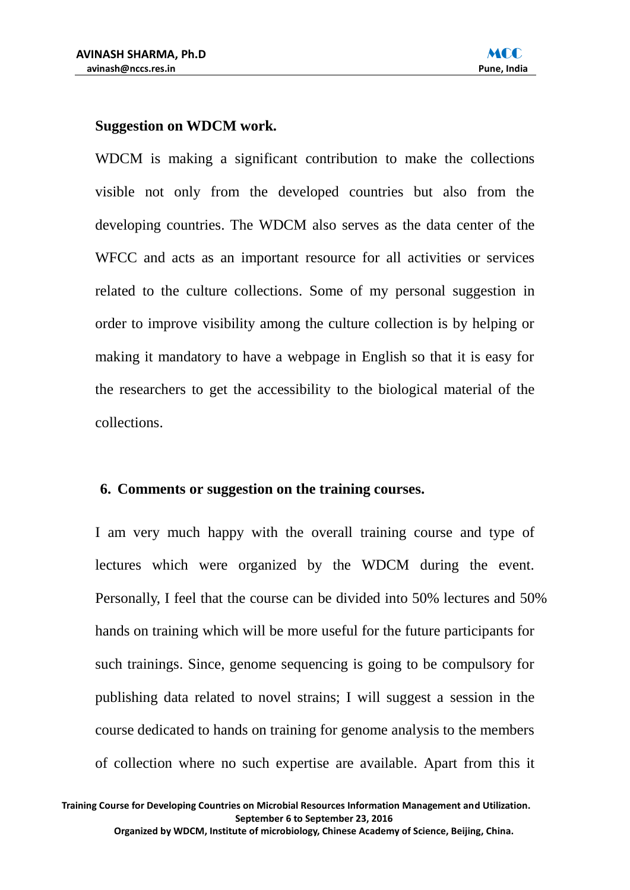**Suggestion on WDCM work.**

WDCM is making a significant contribution to make the collections visible not only from the developed countries but also from the developing countries. The WDCM also serves as the data center of the WFCC and acts as an important resource for all activities or services related to the culture collections. Some of my personal suggestion in order to improve visibility among the culture collection is by helping or making it mandatory to have a webpage in English so that it is easy for the researchers to get the accessibility to the biological material of the collections.

**6. Comments or suggestion on the training courses.**

I am very much happy with the overall training course and type of lectures which were organized by the WDCM during the event. Personally, I feel that the course can be divided into 50% lectures and 50% hands on training which will be more useful for the future participants for such trainings. Since, genome sequencing is going to be compulsory for publishing data related to novel strains; I will suggest a session in the course dedicated to hands on training for genome analysis to the members of collection where no such expertise are available. Apart from this it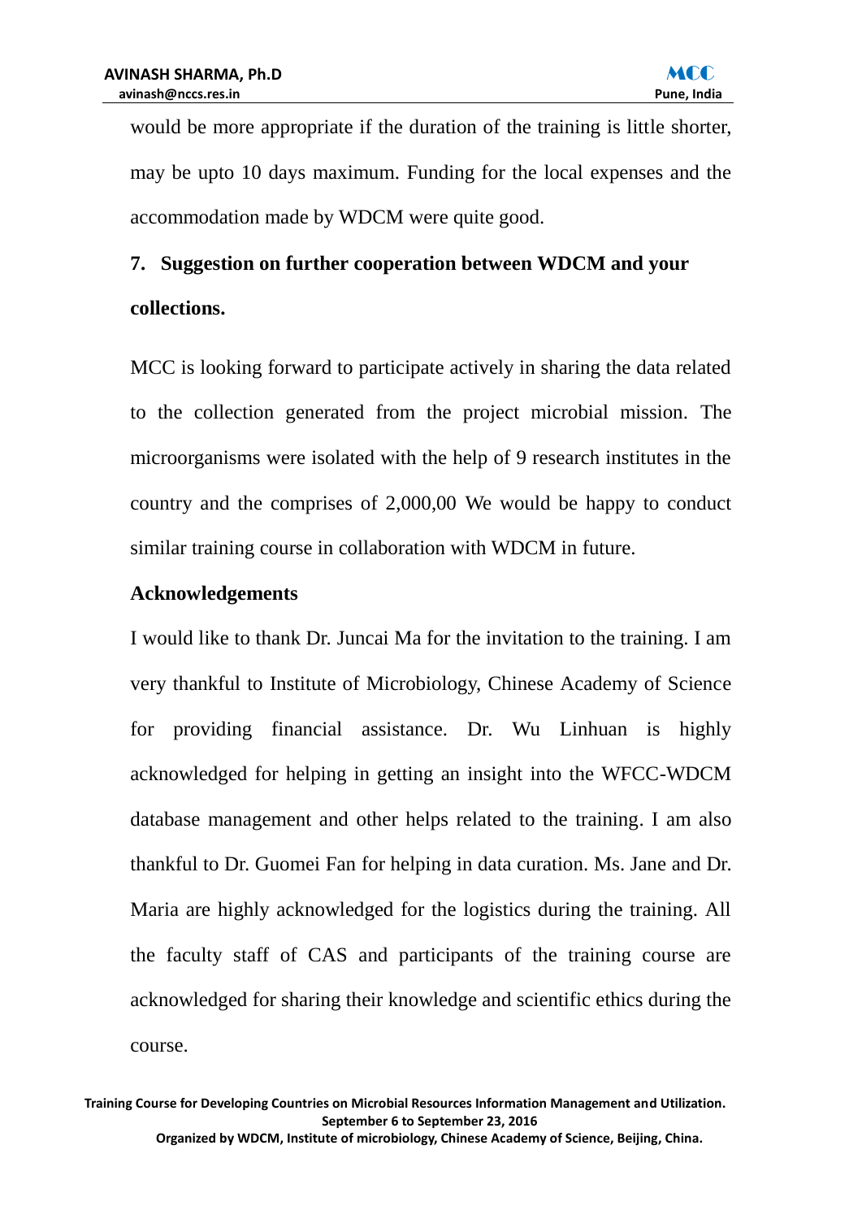would be more appropriate if the duration of the training is little shorter, may be upto 10 days maximum. Funding for the local expenses and the accommodation made by WDCM were quite good.

**7. Suggestion on further cooperation between WDCM and your collections.**

MCC is looking forward to participate actively in sharing the data related to the collection generated from the project microbial mission. The microorganisms were isolated with the help of 9 research institutes in the country and the comprises of 2,000,00 We would be happy to conduct similar training course in collaboration with WDCM in future.

**Acknowledgements**

I would like to thank Dr. Juncai Ma for the invitation to the training. I am very thankful to Institute of Microbiology, Chinese Academy of Science for providing financial assistance. Dr. Wu Linhuan is highly acknowledged for helping in getting an insight into the WFCC-WDCM database management and other helps related to the training. I am also thankful to Dr. Guomei Fan for helping in data curation. Ms. Jane and Dr. Maria are highly acknowledged for the logistics during the training. All the faculty staff of CAS and participants of the training course are acknowledged for sharing their knowledge and scientific ethics during the course.